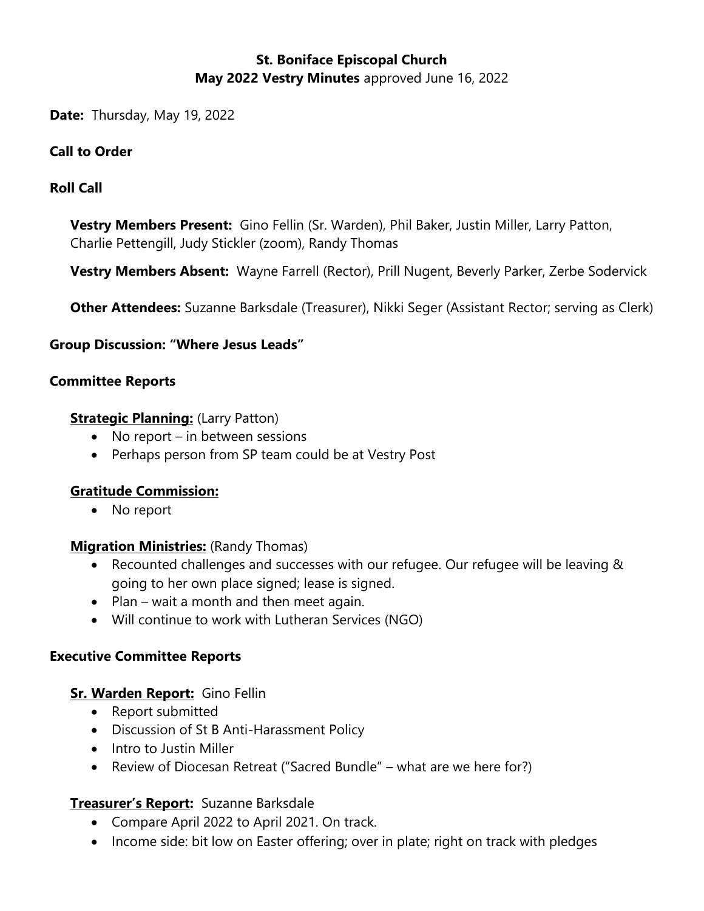**St. Boniface Episcopal Church**
**May 2022 Vestry Minutes** approved June 16, 2022

**Date:** Thursday, May 19, 2022

## Call to Order

## Roll Call

**Vestry Members Present:** Gino Fellin (Sr. Warden), Phil Baker, Justin Miller, Larry Patton, Charlie Pettengill, Judy Stickler (zoom), Randy Thomas

**Vestry Members Absent:** Wayne Farrell (Rector), Prill Nugent, Beverly Parker, Zerbe Sodervick

**Other Attendees:** Suzanne Barksdale (Treasurer), Nikki Seger (Assistant Rector; serving as Clerk)

## Group Discussion: "Where Jesus Leads"

## Committee Reports

**Strategic Planning:** (Larry Patton)

- No report – in between sessions
- Perhaps person from SP team could be at Vestry Post

**Gratitude Commission:**

- No report

**Migration Ministries:** (Randy Thomas)

- Recounted challenges and successes with our refugee. Our refugee will be leaving & going to her own place signed; lease is signed.
- Plan – wait a month and then meet again.
- Will continue to work with Lutheran Services (NGO)

## Executive Committee Reports

**Sr. Warden Report:** Gino Fellin

- Report submitted
- Discussion of St B Anti-Harassment Policy
- Intro to Justin Miller
- Review of Diocesan Retreat ("Sacred Bundle" – what are we here for?)

**Treasurer's Report:** Suzanne Barksdale

- Compare April 2022 to April 2021. On track.
- Income side: bit low on Easter offering; over in plate; right on track with pledges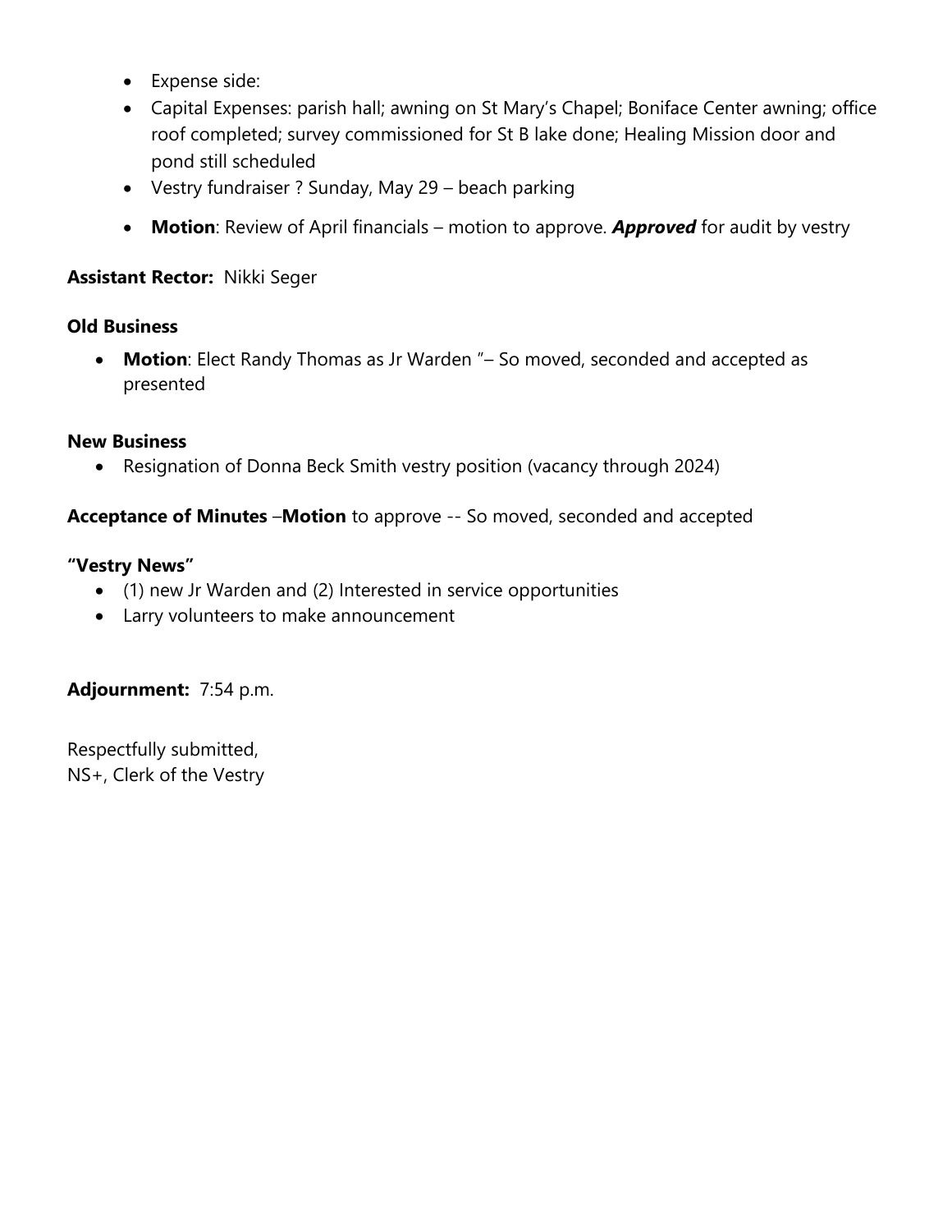- Expense side:
- Capital Expenses: parish hall; awning on St Mary's Chapel; Boniface Center awning; office roof completed; survey commissioned for St B lake done; Healing Mission door and pond still scheduled
- Vestry fundraiser ? Sunday, May 29 – beach parking
- **Motion**: Review of April financials – motion to approve. ***Approved*** for audit by vestry

**Assistant Rector:** Nikki Seger

**Old Business**

- **Motion**: Elect Randy Thomas as Jr Warden "– So moved, seconded and accepted as presented

**New Business**

- Resignation of Donna Beck Smith vestry position (vacancy through 2024)

**Acceptance of Minutes** –**Motion** to approve -- So moved, seconded and accepted

**"Vestry News"**

- (1) new Jr Warden and (2) Interested in service opportunities
- Larry volunteers to make announcement

**Adjournment:** 7:54 p.m.

Respectfully submitted,
NS+, Clerk of the Vestry